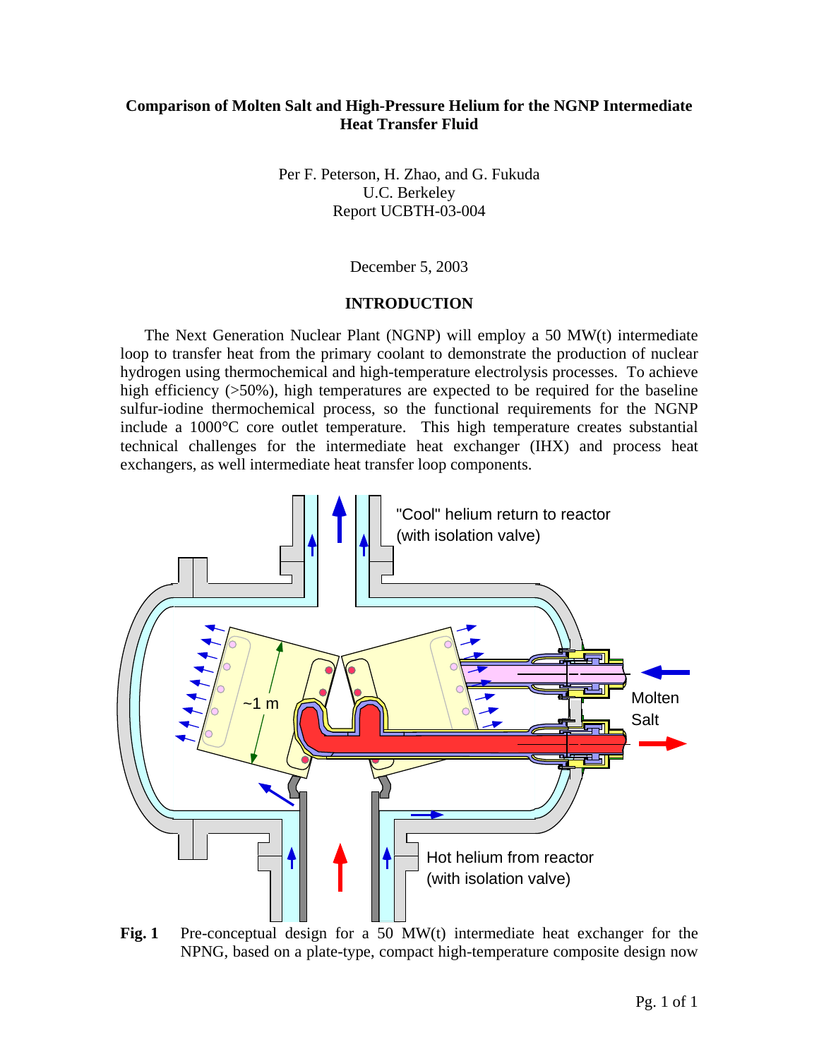**Comparison of Molten Salt and High-Pressure Helium for the NGNP Intermediate Heat Transfer Fluid**

Per F. Peterson, H. Zhao, and G. Fukuda
U.C. Berkeley
Report UCBTH-03-004

December 5, 2003

## INTRODUCTION

The Next Generation Nuclear Plant (NGNP) will employ a 50 MW(t) intermediate loop to transfer heat from the primary coolant to demonstrate the production of nuclear hydrogen using thermochemical and high-temperature electrolysis processes. To achieve high efficiency (>50%), high temperatures are expected to be required for the baseline sulfur-iodine thermochemical process, so the functional requirements for the NGNP include a 1000°C core outlet temperature. This high temperature creates substantial technical challenges for the intermediate heat exchanger (IHX) and process heat exchangers, as well intermediate heat transfer loop components.

"Cool" helium return to reactor (with isolation valve)

~1 m

Molten Salt

Hot helium from reactor (with isolation valve)

**Fig. 1** Pre-conceptual design for a 50 MW(t) intermediate heat exchanger for the NPNG, based on a plate-type, compact high-temperature composite design now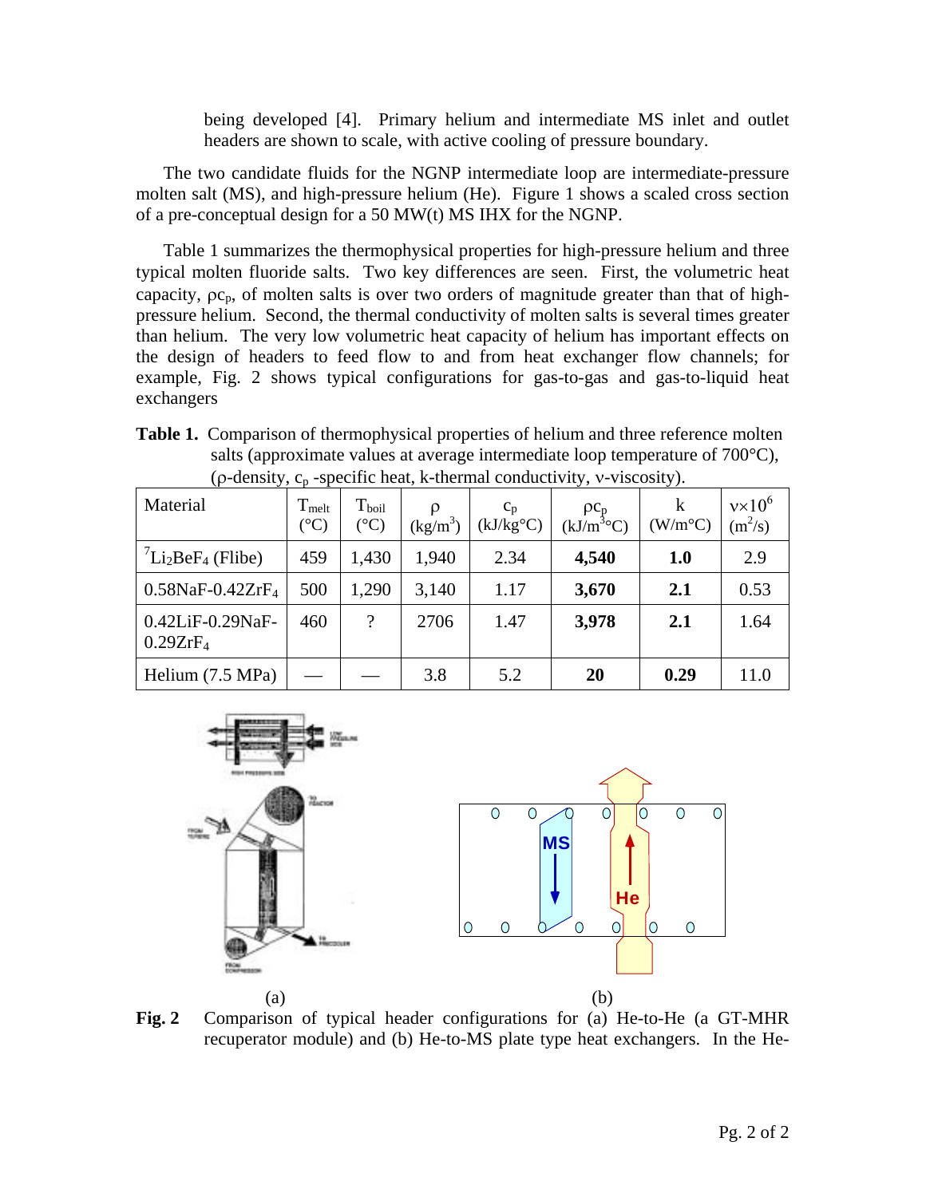being developed [4]. Primary helium and intermediate MS inlet and outlet headers are shown to scale, with active cooling of pressure boundary.

The two candidate fluids for the NGNP intermediate loop are intermediate-pressure molten salt (MS), and high-pressure helium (He). Figure 1 shows a scaled cross section of a pre-conceptual design for a 50 MW(t) MS IHX for the NGNP.

Table 1 summarizes the thermophysical properties for high-pressure helium and three typical molten fluoride salts. Two key differences are seen. First, the volumetric heat capacity, $\rho c_p$, of molten salts is over two orders of magnitude greater than that of high-pressure helium. Second, the thermal conductivity of molten salts is several times greater than helium. The very low volumetric heat capacity of helium has important effects on the design of headers to feed flow to and from heat exchanger flow channels; for example, Fig. 2 shows typical configurations for gas-to-gas and gas-to-liquid heat exchangers

**Table 1.** Comparison of thermophysical properties of helium and three reference molten salts (approximate values at average intermediate loop temperature of 700°C), ($\rho$-density, $c_p$ -specific heat, k-thermal conductivity, $\nu$-viscosity).

| Material | $T_{melt}$ (°C) | $T_{boil}$ (°C) | $\rho$ (kg/m$^3$) | $c_p$ (kJ/kg°C) | $\rho c_p$ (kJ/m$^3$°C) | k (W/m°C) | $\nu \times 10^6$ (m$^2$/s) |
|---|---|---|---|---|---|---|---|
| $^7Li_2BeF_4$ (Flibe) | 459 | 1,430 | 1,940 | 2.34 | **4,540** | **1.0** | 2.9 |
| $0.58NaF\text{-}0.42ZrF_4$ | 500 | 1,290 | 3,140 | 1.17 | **3,670** | **2.1** | 0.53 |
| $0.42LiF\text{-}0.29NaF\text{-}0.29ZrF_4$ | 460 | ? | 2706 | 1.47 | **3,978** | **2.1** | 1.64 |
| Helium (7.5 MPa) | — | — | 3.8 | 5.2 | **20** | **0.29** | 11.0 |

(a) (b)

**Fig. 2** Comparison of typical header configurations for (a) He-to-He (a GT-MHR recuperator module) and (b) He-to-MS plate type heat exchangers. In the He-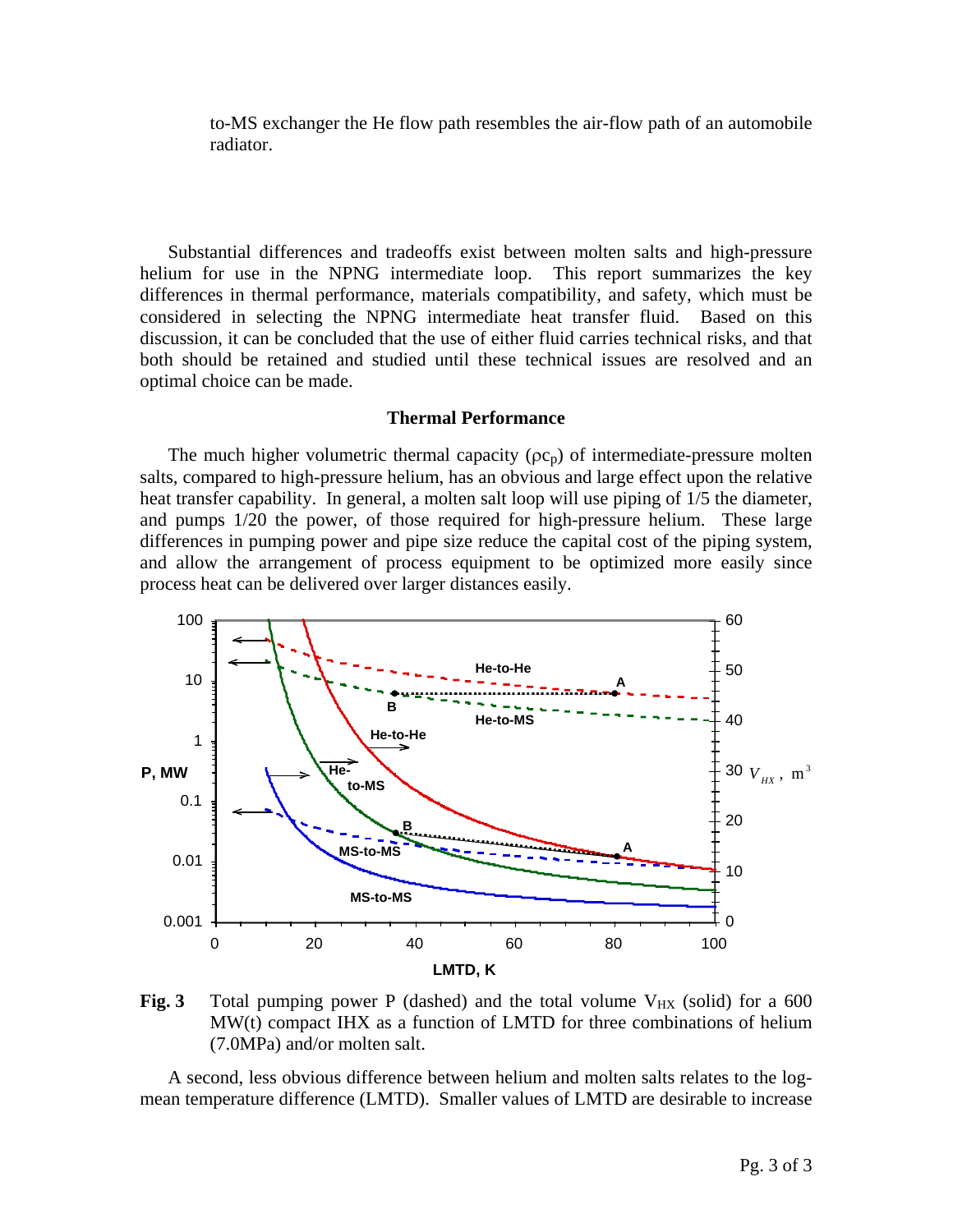to-MS exchanger the He flow path resembles the air-flow path of an automobile radiator.

Substantial differences and tradeoffs exist between molten salts and high-pressure helium for use in the NPNG intermediate loop. This report summarizes the key differences in thermal performance, materials compatibility, and safety, which must be considered in selecting the NPNG intermediate heat transfer fluid. Based on this discussion, it can be concluded that the use of either fluid carries technical risks, and that both should be retained and studied until these technical issues are resolved and an optimal choice can be made.

### Thermal Performance

The much higher volumetric thermal capacity ($\rho c_p$) of intermediate-pressure molten salts, compared to high-pressure helium, has an obvious and large effect upon the relative heat transfer capability. In general, a molten salt loop will use piping of 1/5 the diameter, and pumps 1/20 the power, of those required for high-pressure helium. These large differences in pumping power and pipe size reduce the capital cost of the piping system, and allow the arrangement of process equipment to be optimized more easily since process heat can be delivered over larger distances easily.

**Fig. 3** Total pumping power P (dashed) and the total volume $V_{HX}$ (solid) for a 600 MW(t) compact IHX as a function of LMTD for three combinations of helium (7.0MPa) and/or molten salt.

A second, less obvious difference between helium and molten salts relates to the log-mean temperature difference (LMTD). Smaller values of LMTD are desirable to increase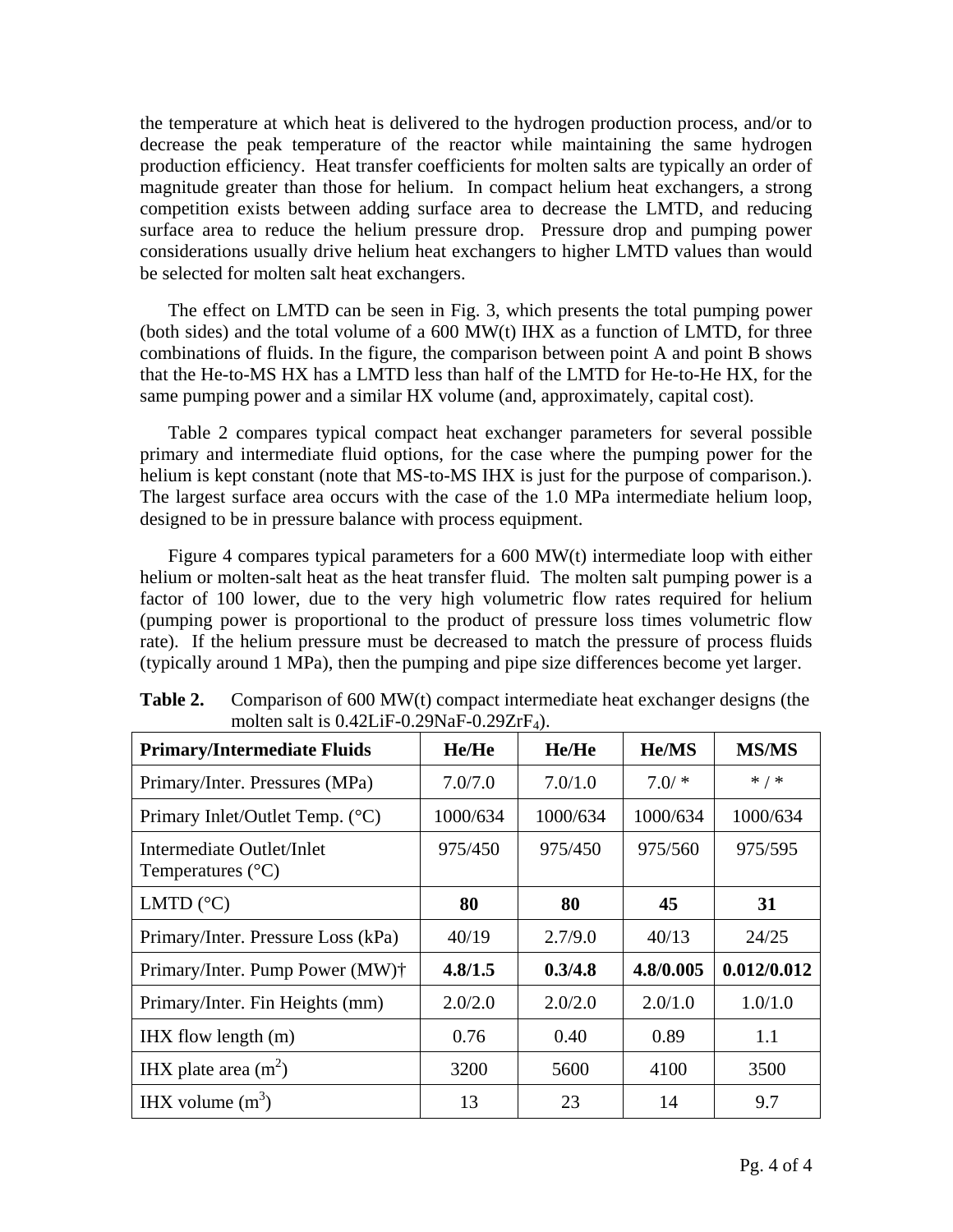the temperature at which heat is delivered to the hydrogen production process, and/or to decrease the peak temperature of the reactor while maintaining the same hydrogen production efficiency. Heat transfer coefficients for molten salts are typically an order of magnitude greater than those for helium. In compact helium heat exchangers, a strong competition exists between adding surface area to decrease the LMTD, and reducing surface area to reduce the helium pressure drop. Pressure drop and pumping power considerations usually drive helium heat exchangers to higher LMTD values than would be selected for molten salt heat exchangers.

The effect on LMTD can be seen in Fig. 3, which presents the total pumping power (both sides) and the total volume of a 600 MW(t) IHX as a function of LMTD, for three combinations of fluids. In the figure, the comparison between point A and point B shows that the He-to-MS HX has a LMTD less than half of the LMTD for He-to-He HX, for the same pumping power and a similar HX volume (and, approximately, capital cost).

Table 2 compares typical compact heat exchanger parameters for several possible primary and intermediate fluid options, for the case where the pumping power for the helium is kept constant (note that MS-to-MS IHX is just for the purpose of comparison.). The largest surface area occurs with the case of the 1.0 MPa intermediate helium loop, designed to be in pressure balance with process equipment.

Figure 4 compares typical parameters for a 600 MW(t) intermediate loop with either helium or molten-salt heat as the heat transfer fluid. The molten salt pumping power is a factor of 100 lower, due to the very high volumetric flow rates required for helium (pumping power is proportional to the product of pressure loss times volumetric flow rate). If the helium pressure must be decreased to match the pressure of process fluids (typically around 1 MPa), then the pumping and pipe size differences become yet larger.

**Table 2.** Comparison of 600 MW(t) compact intermediate heat exchanger designs (the molten salt is $0.42LiF\text{-}0.29NaF\text{-}0.29ZrF_4$).

| Primary/Intermediate Fluids | He/He | He/He | He/MS | MS/MS |
|---|---|---|---|---|
| Primary/Inter. Pressures (MPa) | 7.0/7.0 | 7.0/1.0 | 7.0/ * | * / * |
| Primary Inlet/Outlet Temp. (°C) | 1000/634 | 1000/634 | 1000/634 | 1000/634 |
| Intermediate Outlet/Inlet Temperatures (°C) | 975/450 | 975/450 | 975/560 | 975/595 |
| LMTD (°C) | **80** | **80** | **45** | **31** |
| Primary/Inter. Pressure Loss (kPa) | 40/19 | 2.7/9.0 | 40/13 | 24/25 |
| Primary/Inter. Pump Power (MW)† | **4.8/1.5** | **0.3/4.8** | **4.8/0.005** | **0.012/0.012** |
| Primary/Inter. Fin Heights (mm) | 2.0/2.0 | 2.0/2.0 | 2.0/1.0 | 1.0/1.0 |
| IHX flow length (m) | 0.76 | 0.40 | 0.89 | 1.1 |
| IHX plate area ($m^2$) | 3200 | 5600 | 4100 | 3500 |
| IHX volume ($m^3$) | 13 | 23 | 14 | 9.7 |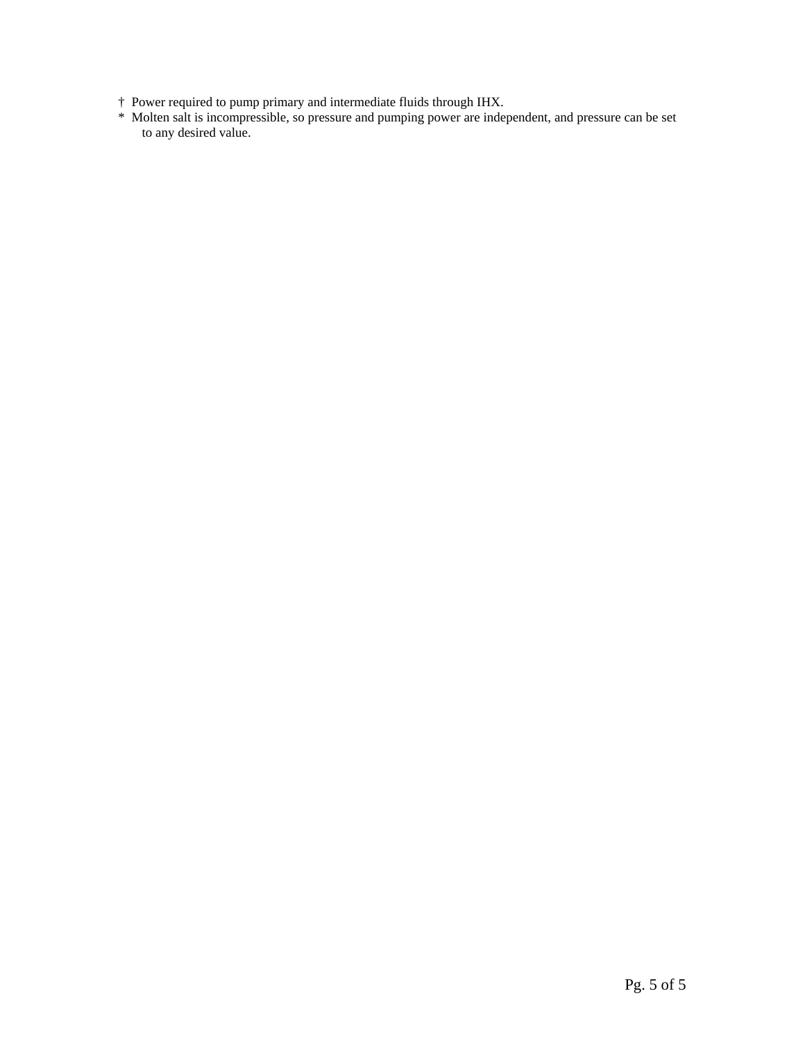† Power required to pump primary and intermediate fluids through IHX.

* Molten salt is incompressible, so pressure and pumping power are independent, and pressure can be set to any desired value.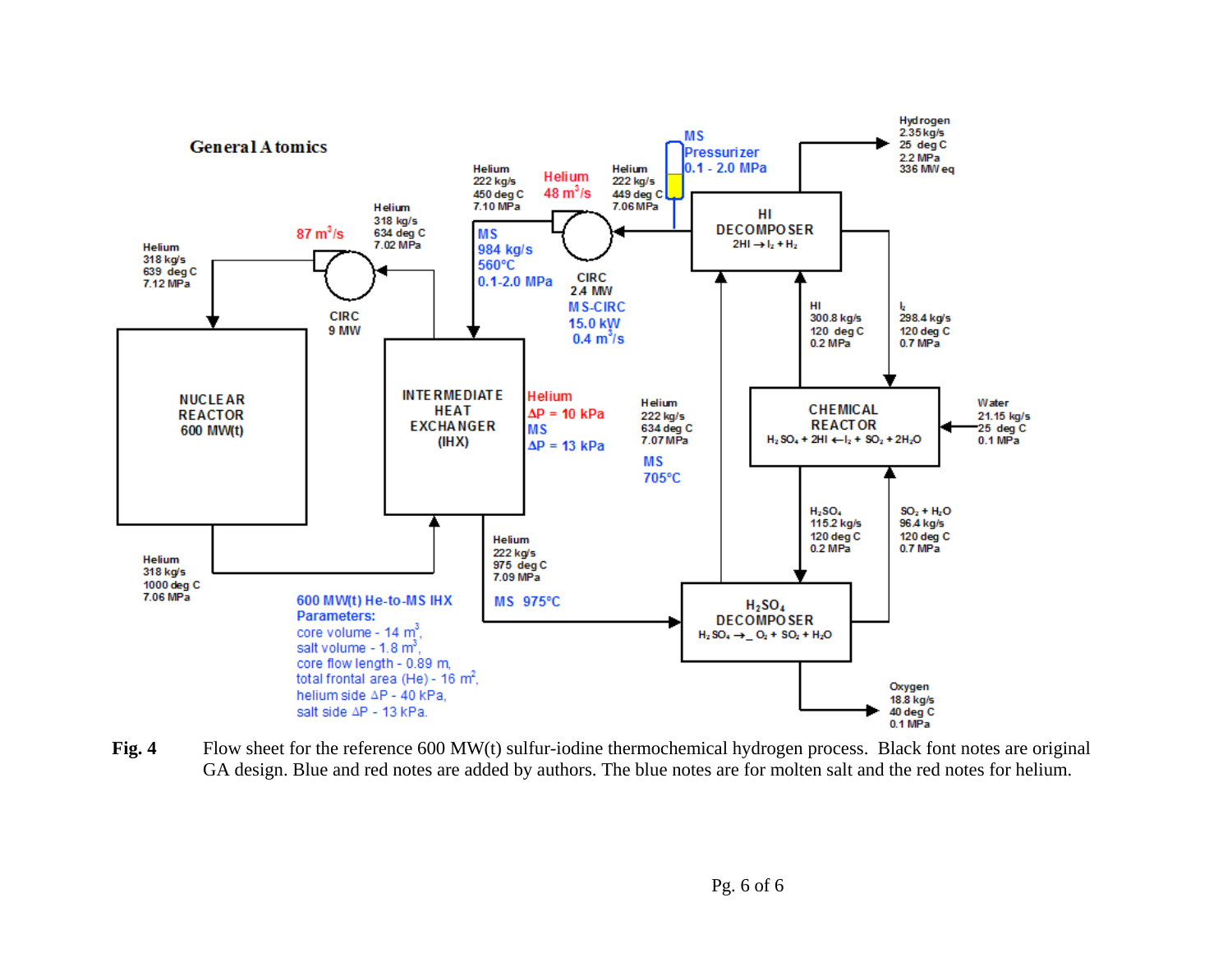General Atomics

NUCLEAR REACTOR 600 MW(t)

Helium 318 kg/s 639 deg C 7.12 MPa

$87\ m^3/s$

CIRC 9 MW

Helium 318 kg/s 634 deg C 7.02 MPa

Helium 318 kg/s 1000 deg C 7.06 MPa

INTERMEDIATE HEAT EXCHANGER (IHX)

Helium 222 kg/s 450 deg C 7.10 MPa

MS 984 kg/s 560°C 0.1-2.0 MPa

Helium $48\ m^3/s$

Helium 222 kg/s 449 deg C 7.06 MPa

CIRC 2.4 MW

MS-CIRC 15.0 kW $0.4\ m^3/s$

MS Pressurizer 0.1 - 2.0 MPa

Helium $\Delta P$ = 10 kPa

MS $\Delta P$ = 13 kPa

Helium 222 kg/s 634 deg C 7.07 MPa

MS 705°C

Helium 222 kg/s 975 deg C 7.09 MPa

MS 975°C

HI DECOMPOSER $2HI \rightarrow I_2 + H_2$

Hydrogen 2.35 kg/s 25 deg C 2.2 MPa 336 MW eq

HI 300.8 kg/s 120 deg C 0.2 MPa

$I_2$ 298.4 kg/s 120 deg C 0.7 MPa

CHEMICAL REACTOR $H_2SO_4 + 2HI \leftarrow I_2 + SO_2 + 2H_2O$

Water 21.15 kg/s 25 deg C 0.1 MPa

$H_2SO_4$ 115.2 kg/s 120 deg C 0.2 MPa

$SO_2 + H_2O$ 96.4 kg/s 120 deg C 0.7 MPa

$H_2SO_4$ DECOMPOSER $H_2SO_4 \rightarrow \_\ O_2 + SO_2 + H_2O$

Oxygen 18.8 kg/s 40 deg C 0.1 MPa

600 MW(t) He-to-MS IHX Parameters:
core volume - $14\ m^3$,
salt volume - $1.8\ m^3$,
core flow length - 0.89 m,
total frontal area (He) - $16\ m^2$,
helium side $\Delta P$ - 40 kPa,
salt side $\Delta P$ - 13 kPa.

**Fig. 4** Flow sheet for the reference 600 MW(t) sulfur-iodine thermochemical hydrogen process. Black font notes are original GA design. Blue and red notes are added by authors. The blue notes are for molten salt and the red notes for helium.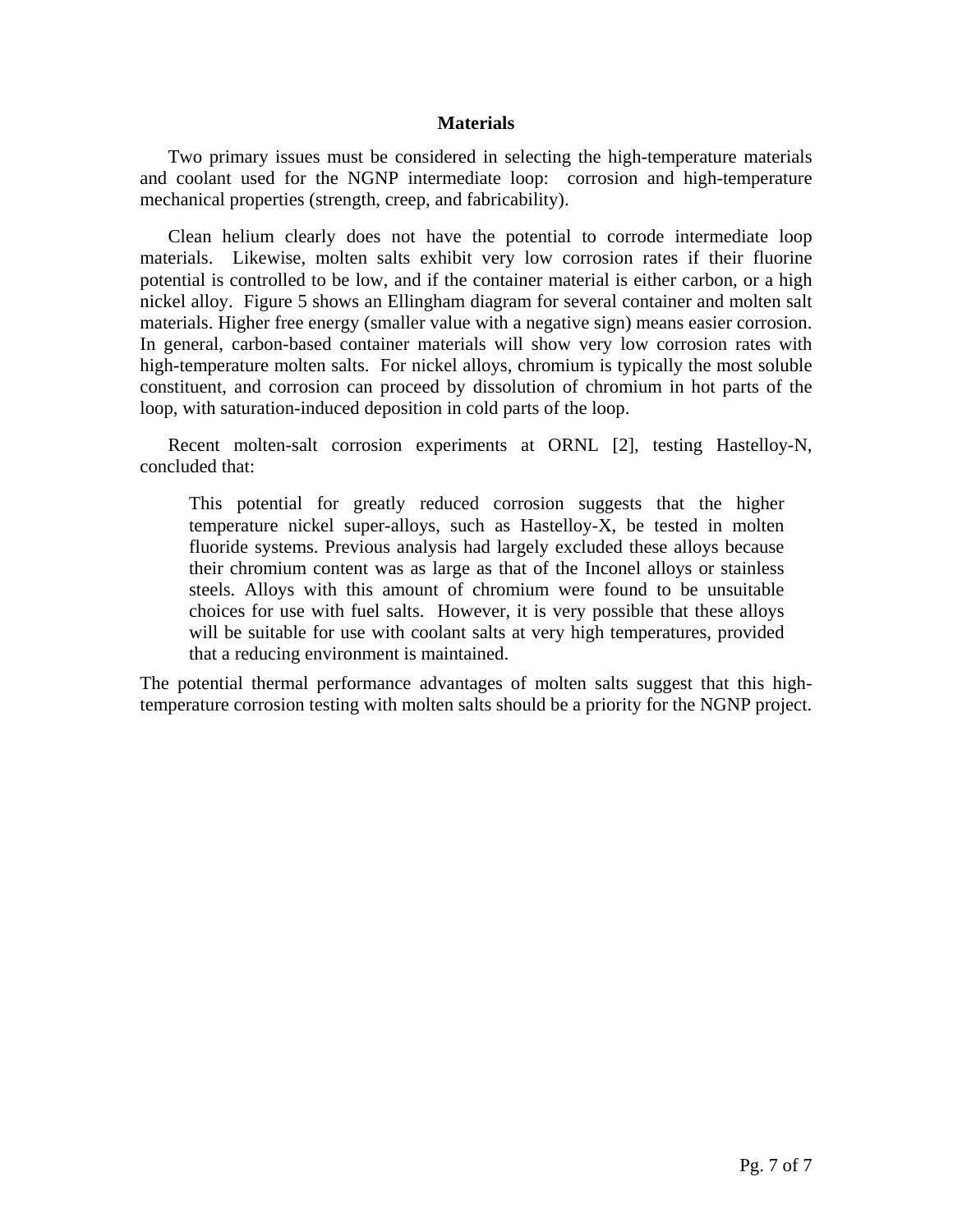## Materials

Two primary issues must be considered in selecting the high-temperature materials and coolant used for the NGNP intermediate loop: corrosion and high-temperature mechanical properties (strength, creep, and fabricability).

Clean helium clearly does not have the potential to corrode intermediate loop materials. Likewise, molten salts exhibit very low corrosion rates if their fluorine potential is controlled to be low, and if the container material is either carbon, or a high nickel alloy. Figure 5 shows an Ellingham diagram for several container and molten salt materials. Higher free energy (smaller value with a negative sign) means easier corrosion. In general, carbon-based container materials will show very low corrosion rates with high-temperature molten salts. For nickel alloys, chromium is typically the most soluble constituent, and corrosion can proceed by dissolution of chromium in hot parts of the loop, with saturation-induced deposition in cold parts of the loop.

Recent molten-salt corrosion experiments at ORNL [2], testing Hastelloy-N, concluded that:

> This potential for greatly reduced corrosion suggests that the higher temperature nickel super-alloys, such as Hastelloy-X, be tested in molten fluoride systems. Previous analysis had largely excluded these alloys because their chromium content was as large as that of the Inconel alloys or stainless steels. Alloys with this amount of chromium were found to be unsuitable choices for use with fuel salts. However, it is very possible that these alloys will be suitable for use with coolant salts at very high temperatures, provided that a reducing environment is maintained.

The potential thermal performance advantages of molten salts suggest that this high-temperature corrosion testing with molten salts should be a priority for the NGNP project.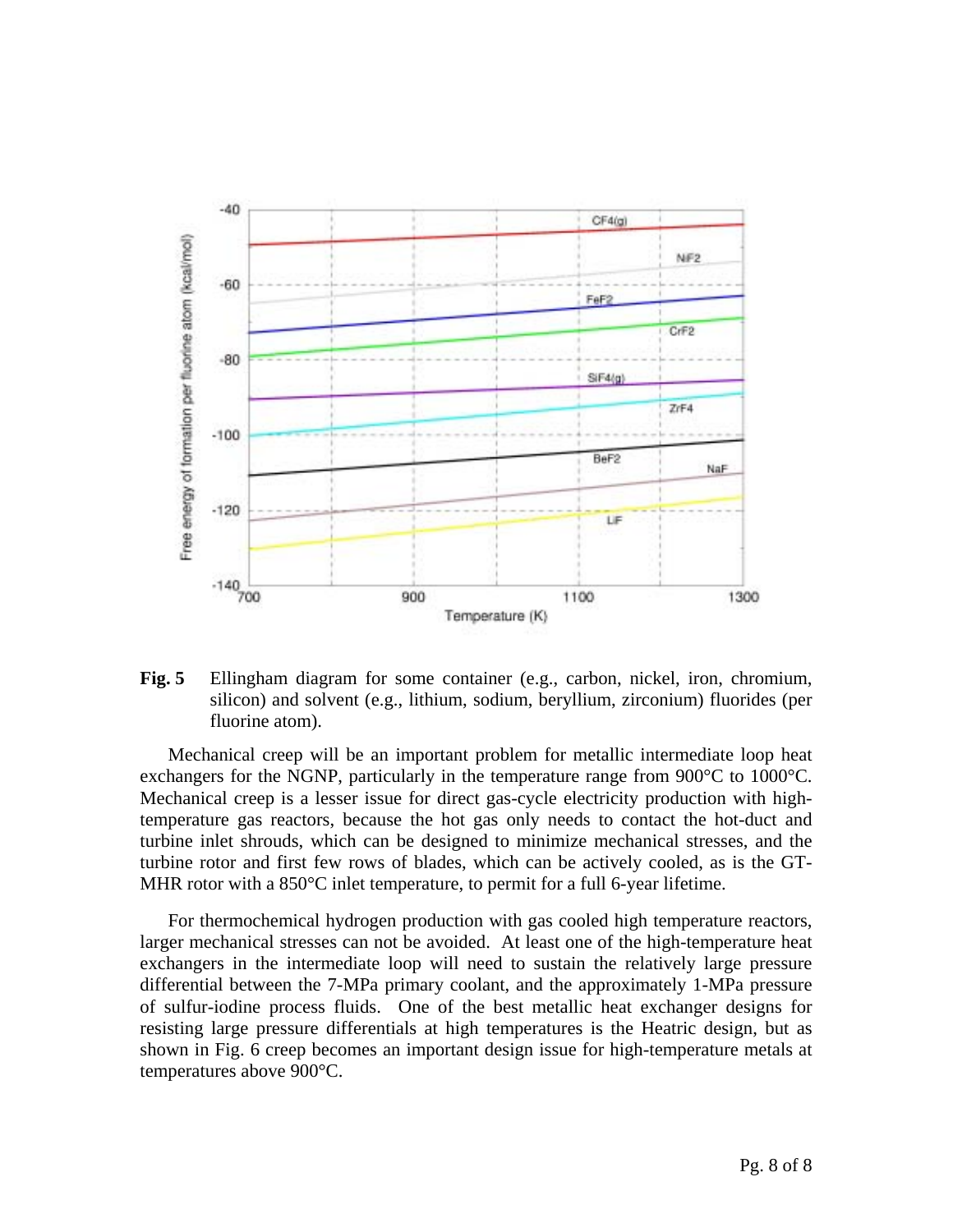**Fig. 5** Ellingham diagram for some container (e.g., carbon, nickel, iron, chromium, silicon) and solvent (e.g., lithium, sodium, beryllium, zirconium) fluorides (per fluorine atom).

Mechanical creep will be an important problem for metallic intermediate loop heat exchangers for the NGNP, particularly in the temperature range from 900°C to 1000°C. Mechanical creep is a lesser issue for direct gas-cycle electricity production with high-temperature gas reactors, because the hot gas only needs to contact the hot-duct and turbine inlet shrouds, which can be designed to minimize mechanical stresses, and the turbine rotor and first few rows of blades, which can be actively cooled, as is the GT-MHR rotor with a 850°C inlet temperature, to permit for a full 6-year lifetime.

For thermochemical hydrogen production with gas cooled high temperature reactors, larger mechanical stresses can not be avoided. At least one of the high-temperature heat exchangers in the intermediate loop will need to sustain the relatively large pressure differential between the 7-MPa primary coolant, and the approximately 1-MPa pressure of sulfur-iodine process fluids. One of the best metallic heat exchanger designs for resisting large pressure differentials at high temperatures is the Heatric design, but as shown in Fig. 6 creep becomes an important design issue for high-temperature metals at temperatures above 900°C.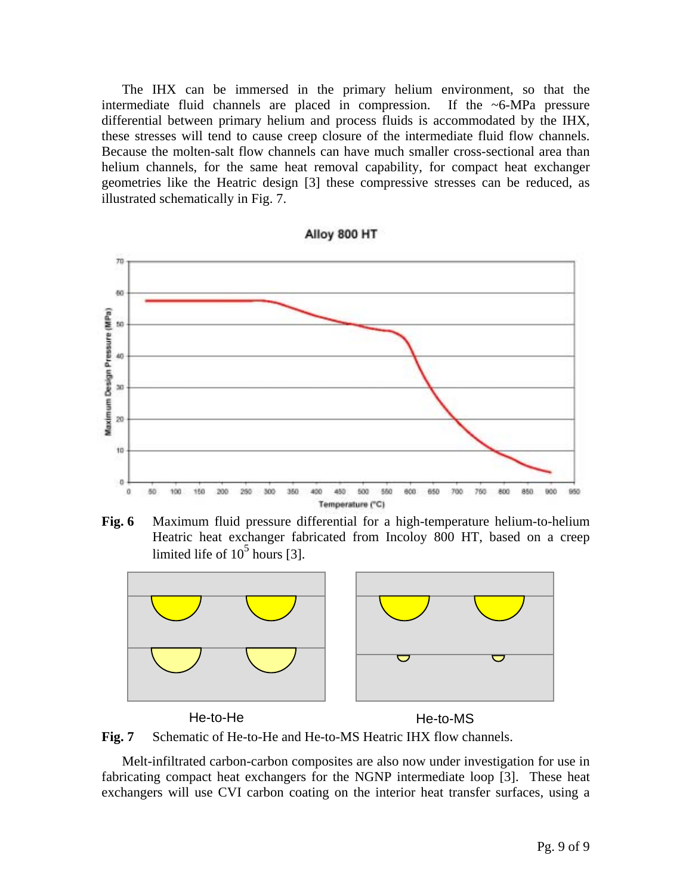The IHX can be immersed in the primary helium environment, so that the intermediate fluid channels are placed in compression. If the ~6-MPa pressure differential between primary helium and process fluids is accommodated by the IHX, these stresses will tend to cause creep closure of the intermediate fluid flow channels. Because the molten-salt flow channels can have much smaller cross-sectional area than helium channels, for the same heat removal capability, for compact heat exchanger geometries like the Heatric design [3] these compressive stresses can be reduced, as illustrated schematically in Fig. 7.

**Fig. 6** Maximum fluid pressure differential for a high-temperature helium-to-helium Heatric heat exchanger fabricated from Incoloy 800 HT, based on a creep limited life of $10^5$ hours [3].

**Fig. 7** Schematic of He-to-He and He-to-MS Heatric IHX flow channels.

Melt-infiltrated carbon-carbon composites are also now under investigation for use in fabricating compact heat exchangers for the NGNP intermediate loop [3]. These heat exchangers will use CVI carbon coating on the interior heat transfer surfaces, using a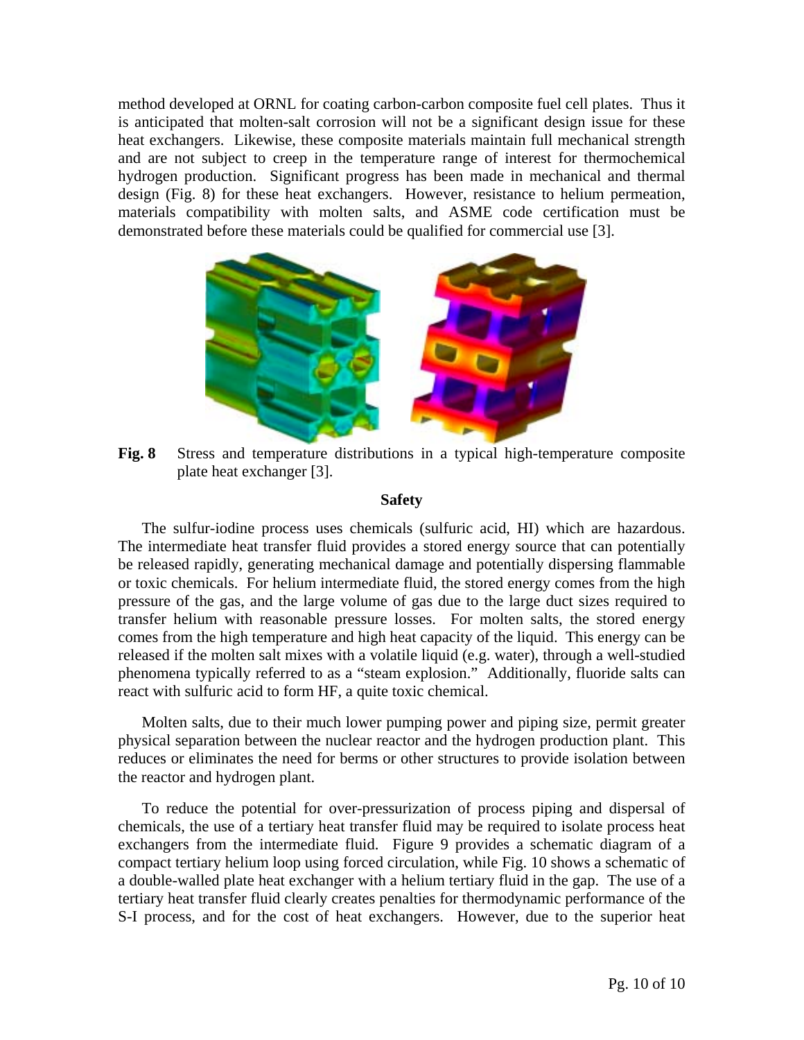method developed at ORNL for coating carbon-carbon composite fuel cell plates. Thus it is anticipated that molten-salt corrosion will not be a significant design issue for these heat exchangers. Likewise, these composite materials maintain full mechanical strength and are not subject to creep in the temperature range of interest for thermochemical hydrogen production. Significant progress has been made in mechanical and thermal design (Fig. 8) for these heat exchangers. However, resistance to helium permeation, materials compatibility with molten salts, and ASME code certification must be demonstrated before these materials could be qualified for commercial use [3].

**Fig. 8** Stress and temperature distributions in a typical high-temperature composite plate heat exchanger [3].

## Safety

The sulfur-iodine process uses chemicals (sulfuric acid, HI) which are hazardous. The intermediate heat transfer fluid provides a stored energy source that can potentially be released rapidly, generating mechanical damage and potentially dispersing flammable or toxic chemicals. For helium intermediate fluid, the stored energy comes from the high pressure of the gas, and the large volume of gas due to the large duct sizes required to transfer helium with reasonable pressure losses. For molten salts, the stored energy comes from the high temperature and high heat capacity of the liquid. This energy can be released if the molten salt mixes with a volatile liquid (e.g. water), through a well-studied phenomena typically referred to as a "steam explosion." Additionally, fluoride salts can react with sulfuric acid to form HF, a quite toxic chemical.

Molten salts, due to their much lower pumping power and piping size, permit greater physical separation between the nuclear reactor and the hydrogen production plant. This reduces or eliminates the need for berms or other structures to provide isolation between the reactor and hydrogen plant.

To reduce the potential for over-pressurization of process piping and dispersal of chemicals, the use of a tertiary heat transfer fluid may be required to isolate process heat exchangers from the intermediate fluid. Figure 9 provides a schematic diagram of a compact tertiary helium loop using forced circulation, while Fig. 10 shows a schematic of a double-walled plate heat exchanger with a helium tertiary fluid in the gap. The use of a tertiary heat transfer fluid clearly creates penalties for thermodynamic performance of the S-I process, and for the cost of heat exchangers. However, due to the superior heat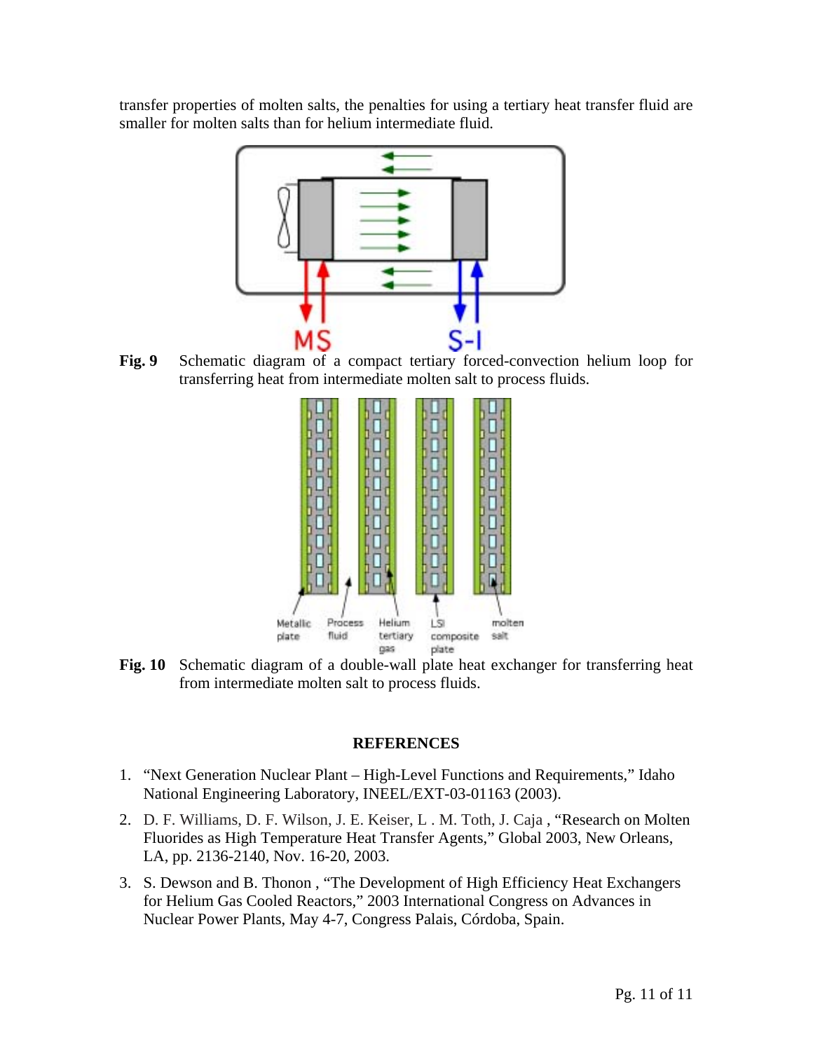transfer properties of molten salts, the penalties for using a tertiary heat transfer fluid are smaller for molten salts than for helium intermediate fluid.

**Fig. 9** Schematic diagram of a compact tertiary forced-convection helium loop for transferring heat from intermediate molten salt to process fluids.

**Fig. 10** Schematic diagram of a double-wall plate heat exchanger for transferring heat from intermediate molten salt to process fluids.

## REFERENCES

1. "Next Generation Nuclear Plant – High-Level Functions and Requirements," Idaho National Engineering Laboratory, INEEL/EXT-03-01163 (2003).
2. D. F. Williams, D. F. Wilson, J. E. Keiser, L . M. Toth, J. Caja , "Research on Molten Fluorides as High Temperature Heat Transfer Agents," Global 2003, New Orleans, LA, pp. 2136-2140, Nov. 16-20, 2003.
3. S. Dewson and B. Thonon , "The Development of High Efficiency Heat Exchangers for Helium Gas Cooled Reactors," 2003 International Congress on Advances in Nuclear Power Plants, May 4-7, Congress Palais, Córdoba, Spain.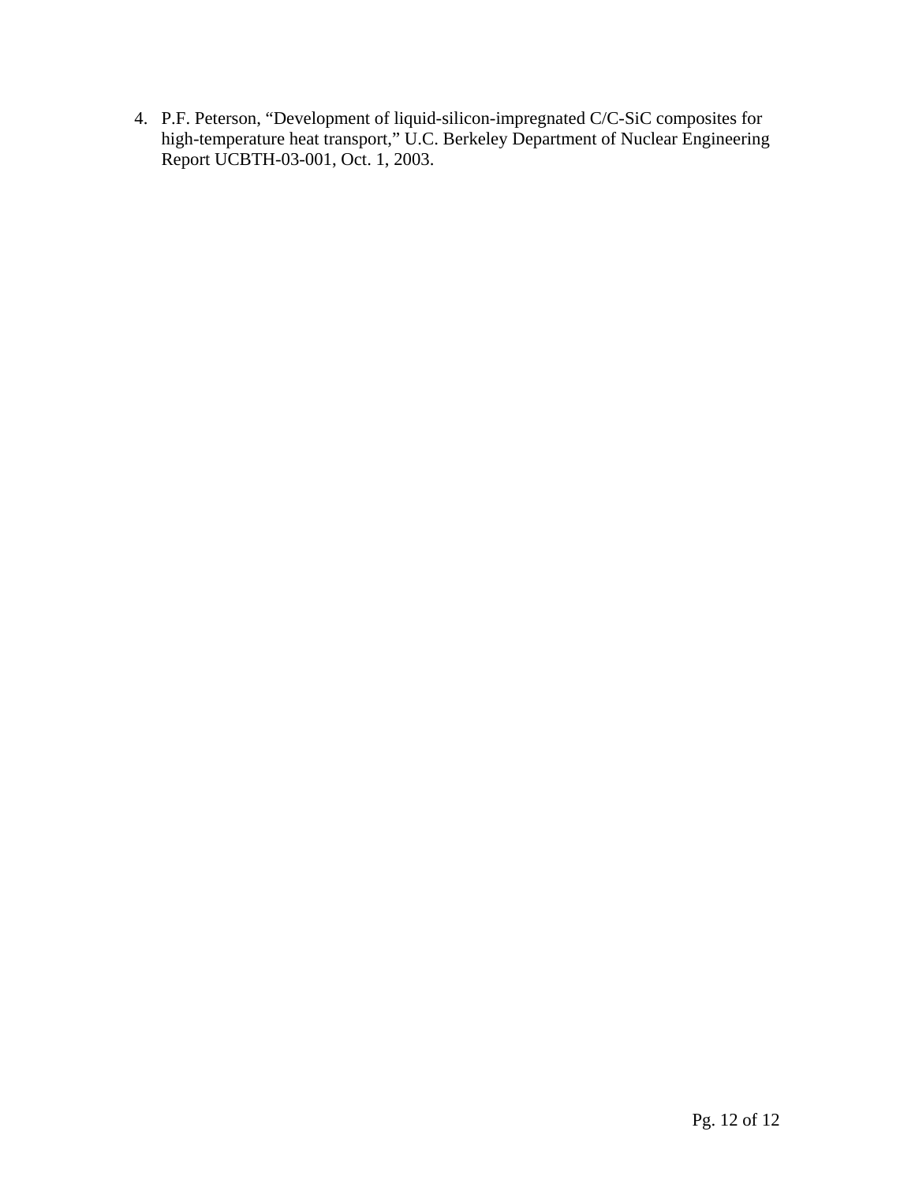4. P.F. Peterson, "Development of liquid-silicon-impregnated C/C-SiC composites for high-temperature heat transport," U.C. Berkeley Department of Nuclear Engineering Report UCBTH-03-001, Oct. 1, 2003.